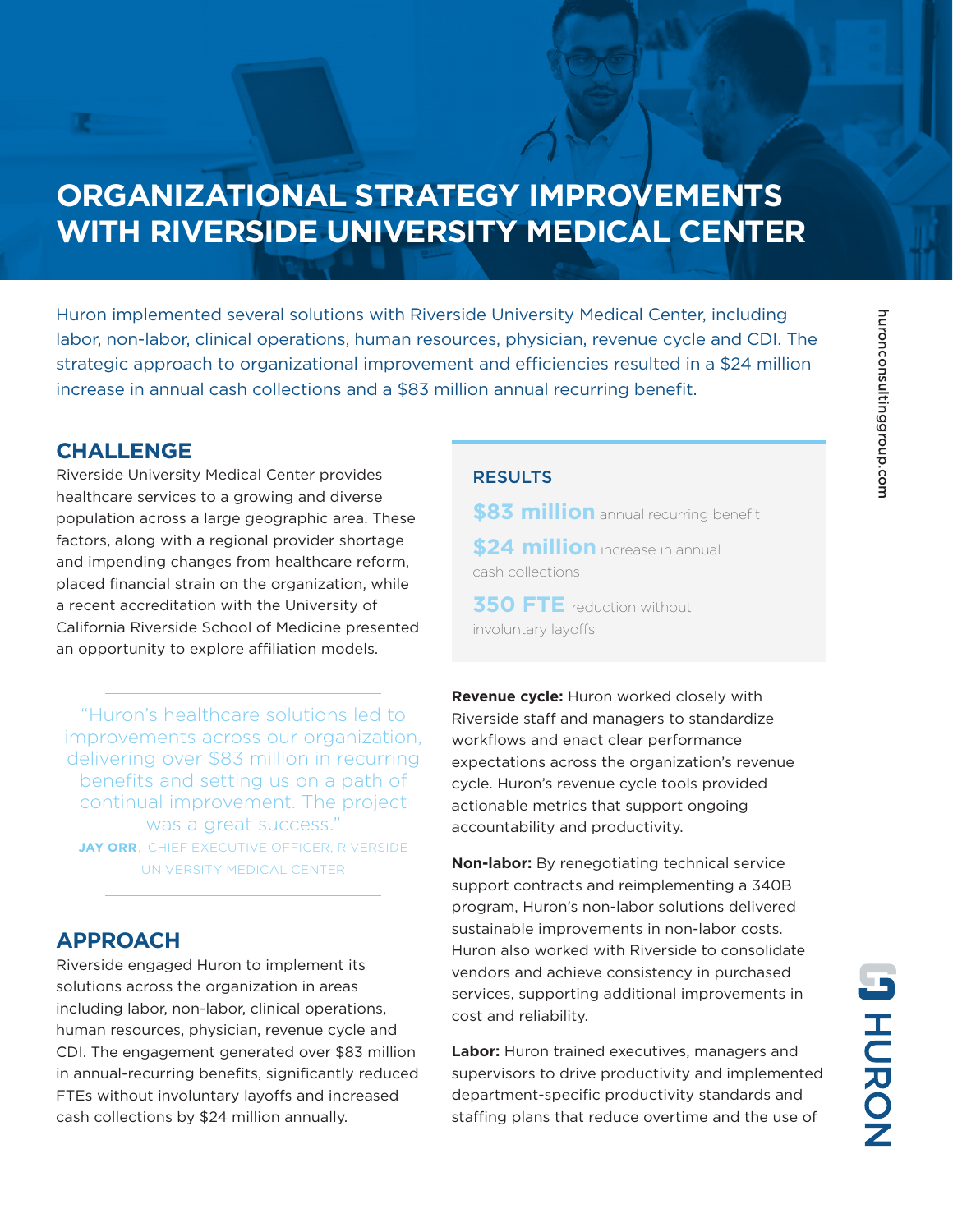# ORGANIZATIONAL STRATEGY IMPROVEMENTS WITH RIVERSIDE UNIVERSITY MEDICAL CENTER

Huron implemented several solutions with Riverside University Medical Center, including labor, non-labor, clinical operations, human resources, physician, revenue cycle and CDI. The strategic approach to organizational improvement and efficiencies resulted in a $24 million increase in annual cash collections and a $83 million annual recurring benefit.

## CHALLENGE

Riverside University Medical Center provides healthcare services to a growing and diverse population across a large geographic area. These factors, along with a regional provider shortage and impending changes from healthcare reform, placed financial strain on the organization, while a recent accreditation with the University of California Riverside School of Medicine presented an opportunity to explore affiliation models.

> "Huron's healthcare solutions led to improvements across our organization, delivering over $83 million in recurring benefits and setting us on a path of continual improvement. The project was a great success."
>
> **JAY ORR**, CHIEF EXECUTIVE OFFICER, RIVERSIDE UNIVERSITY MEDICAL CENTER

## APPROACH

Riverside engaged Huron to implement its solutions across the organization in areas including labor, non-labor, clinical operations, human resources, physician, revenue cycle and CDI. The engagement generated over $83 million in annual-recurring benefits, significantly reduced FTEs without involuntary layoffs and increased cash collections by $24 million annually.

### RESULTS

**$83 million** annual recurring benefit

**$24 million** increase in annual cash collections

**350 FTE** reduction without involuntary layoffs

**Revenue cycle:** Huron worked closely with Riverside staff and managers to standardize workflows and enact clear performance expectations across the organization's revenue cycle. Huron's revenue cycle tools provided actionable metrics that support ongoing accountability and productivity.

**Non-labor:** By renegotiating technical service support contracts and reimplementing a 340B program, Huron's non-labor solutions delivered sustainable improvements in non-labor costs. Huron also worked with Riverside to consolidate vendors and achieve consistency in purchased services, supporting additional improvements in cost and reliability.

**Labor:** Huron trained executives, managers and supervisors to drive productivity and implemented department-specific productivity standards and staffing plans that reduce overtime and the use of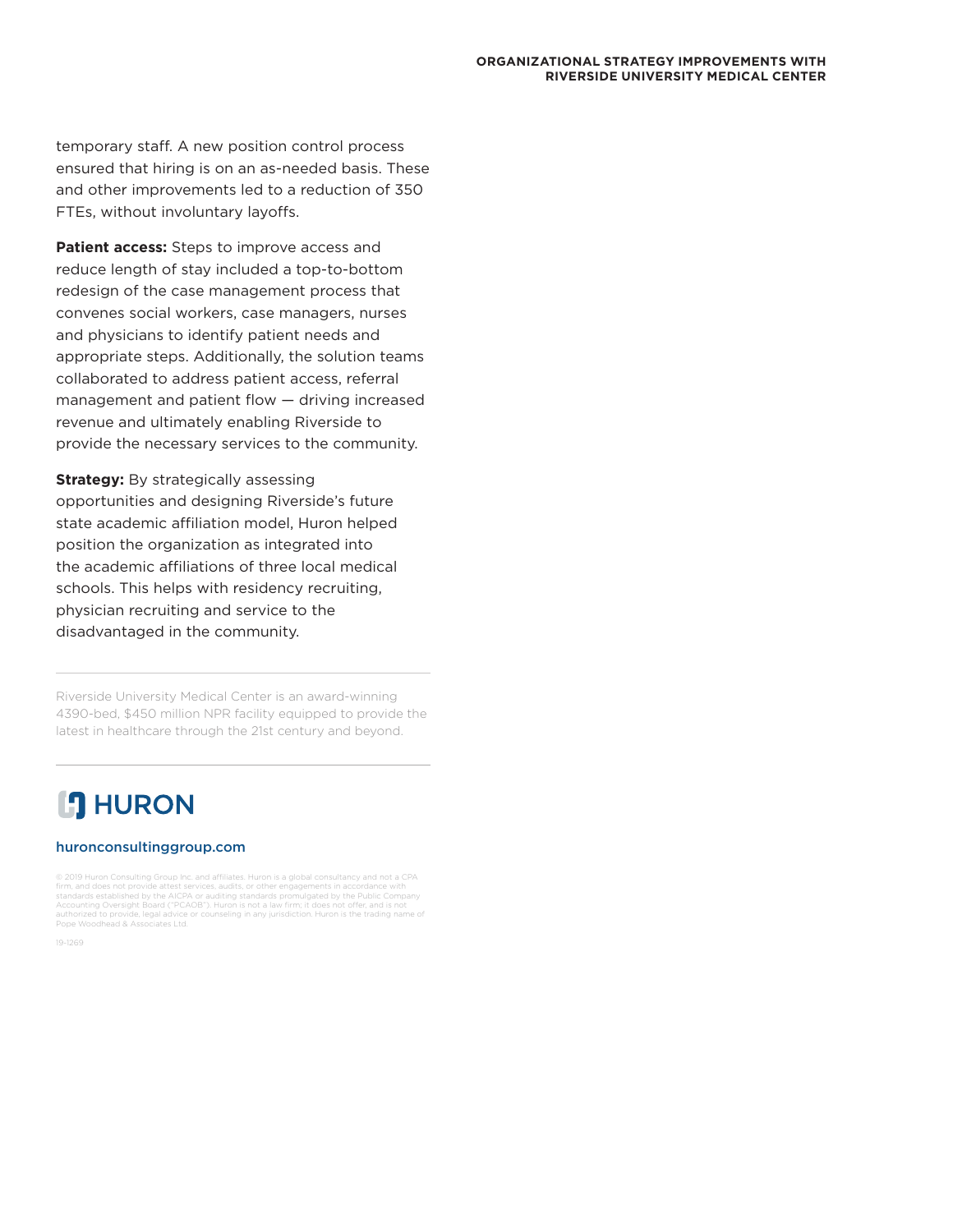temporary staff. A new position control process ensured that hiring is on an as-needed basis. These and other improvements led to a reduction of 350 FTEs, without involuntary layoffs.

**Patient access:** Steps to improve access and reduce length of stay included a top-to-bottom redesign of the case management process that convenes social workers, case managers, nurses and physicians to identify patient needs and appropriate steps. Additionally, the solution teams collaborated to address patient access, referral management and patient flow — driving increased revenue and ultimately enabling Riverside to provide the necessary services to the community.

**Strategy:** By strategically assessing opportunities and designing Riverside's future state academic affiliation model, Huron helped position the organization as integrated into the academic affiliations of three local medical schools. This helps with residency recruiting, physician recruiting and service to the disadvantaged in the community.

---

Riverside University Medical Center is an award-winning 4390-bed, $450 million NPR facility equipped to provide the latest in healthcare through the 21st century and beyond.

---

HURON

huronconsultinggroup.com

© 2019 Huron Consulting Group Inc. and affiliates. Huron is a global consultancy and not a CPA firm, and does not provide attest services, audits, or other engagements in accordance with standards established by the AICPA or auditing standards promulgated by the Public Company Accounting Oversight Board ("PCAOB"). Huron is not a law firm; it does not offer, and is not authorized to provide, legal advice or counseling in any jurisdiction. Huron is the trading name of Pope Woodhead & Associates Ltd.

19-1269